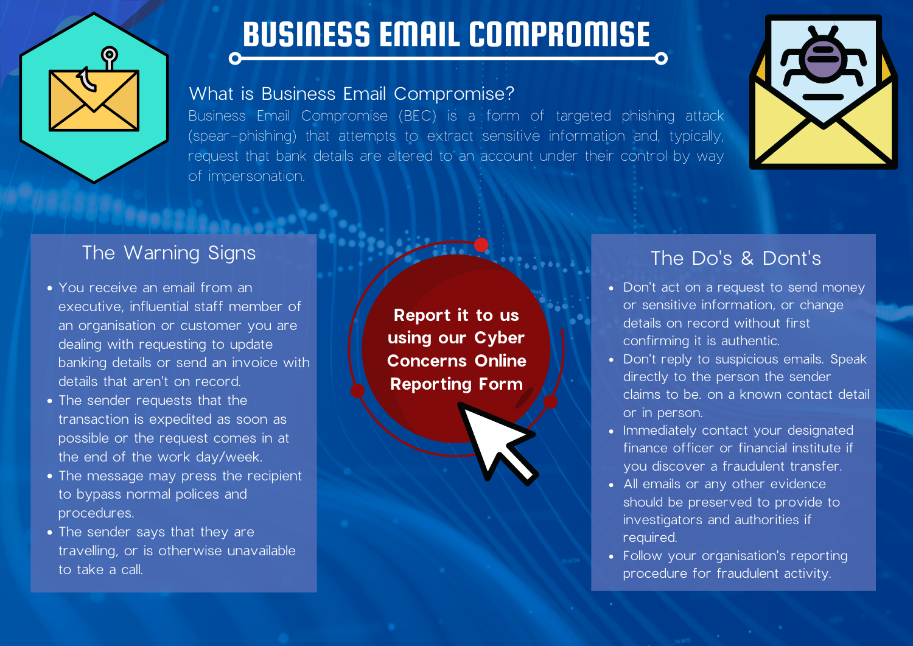# BUSINESS EMAIL COMPROMISE

## What is Business Email Compromise?

Business Email Compromise (BEC) is a form of targeted phishing attack (spear-phishing) that attempts to extract sensitive information and, typically, request that bank details are altered to an account under their control by way of impersonation.

## The Warning Signs

- You receive an email from an executive, influential staff member of an organisation or customer you are dealing with requesting to update banking details or send an invoice with details that aren't on record.
- The sender requests that the transaction is expedited as soon as possible or the request comes in at the end of the work day/week.
- The message may press the recipient to bypass normal polices and procedures.
- The sender says that they are travelling, or is otherwise unavailable to take a call.

**Report it to us using our Cyber Concerns Online Reporting Form**

## The Do's & Dont's

- Don't act on a request to send money or sensitive information, or change details on record without first confirming it is authentic.
- Don't reply to suspicious emails. Speak directly to the person the sender claims to be. on a known contact detail or in person.
- Immediately contact your designated finance officer or financial institute if you discover a fraudulent transfer.
- All emails or any other evidence should be preserved to provide to investigators and authorities if required.
- Follow your organisation's reporting procedure for fraudulent activity.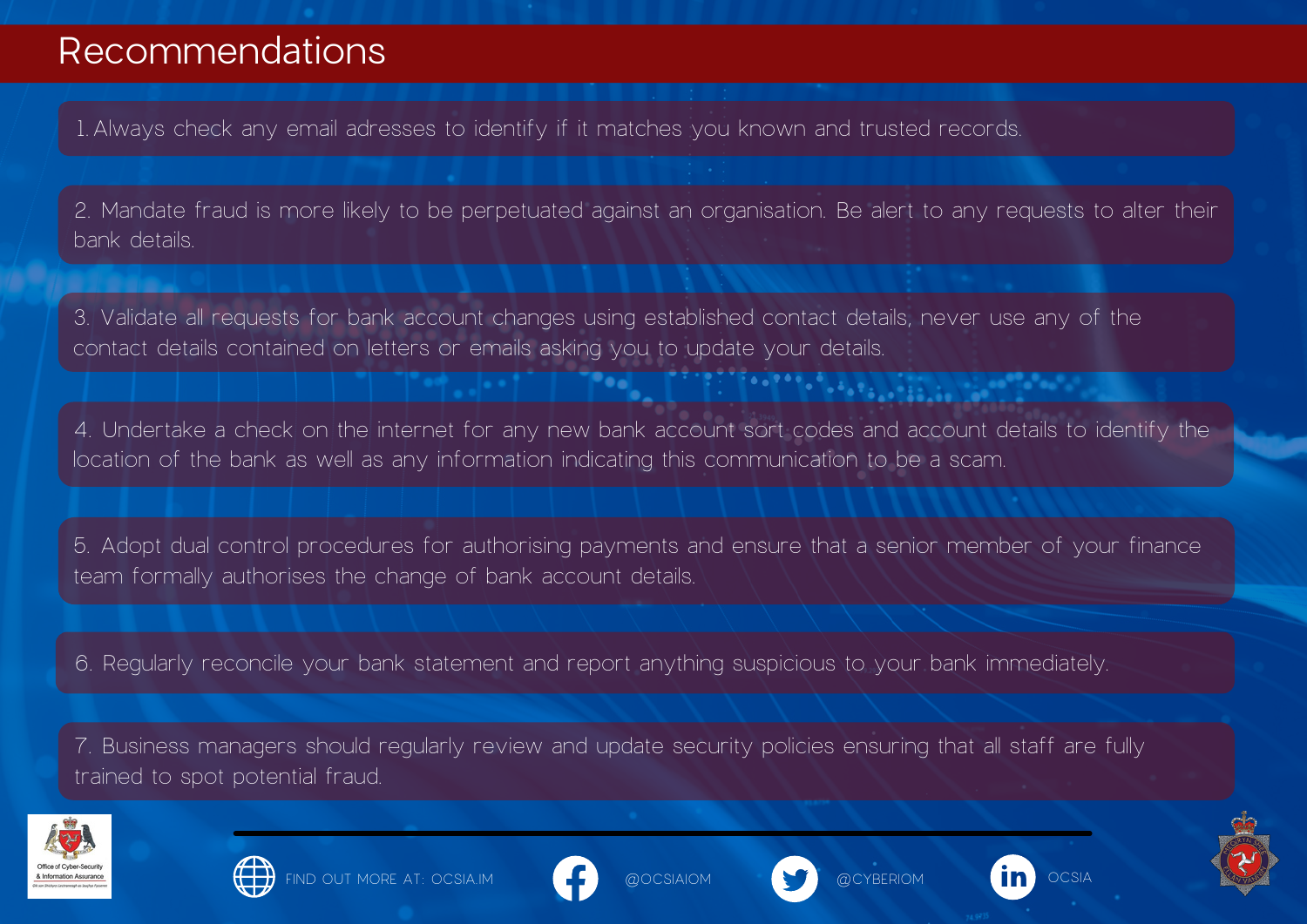# Recommendations

1. Always check any email adresses to identify if it matches you known and trusted records.

2. Mandate fraud is more likely to be perpetuated against an organisation. Be alert to any requests to alter their bank details.

3. Validate all requests for bank account changes using established contact details, never use any of the contact details contained on letters or emails asking you to update your details.

4. Undertake a check on the internet for any new bank account sort codes and account details to identify the location of the bank as well as any information indicating this communication to be a scam.

5. Adopt dual control procedures for authorising payments and ensure that a senior member of your finance team formally authorises the change of bank account details.

6. Regularly reconcile your bank statement and report anything suspicious to your bank immediately.

7. Business managers should regularly review and update security policies ensuring that all staff are fully trained to spot potential fraud.

Office of Cyber-Security & Information Assurance

FIND OUT MORE AT: OCSIA.IM

@OCSIAIOM

@CYBERIOM

OCSIA